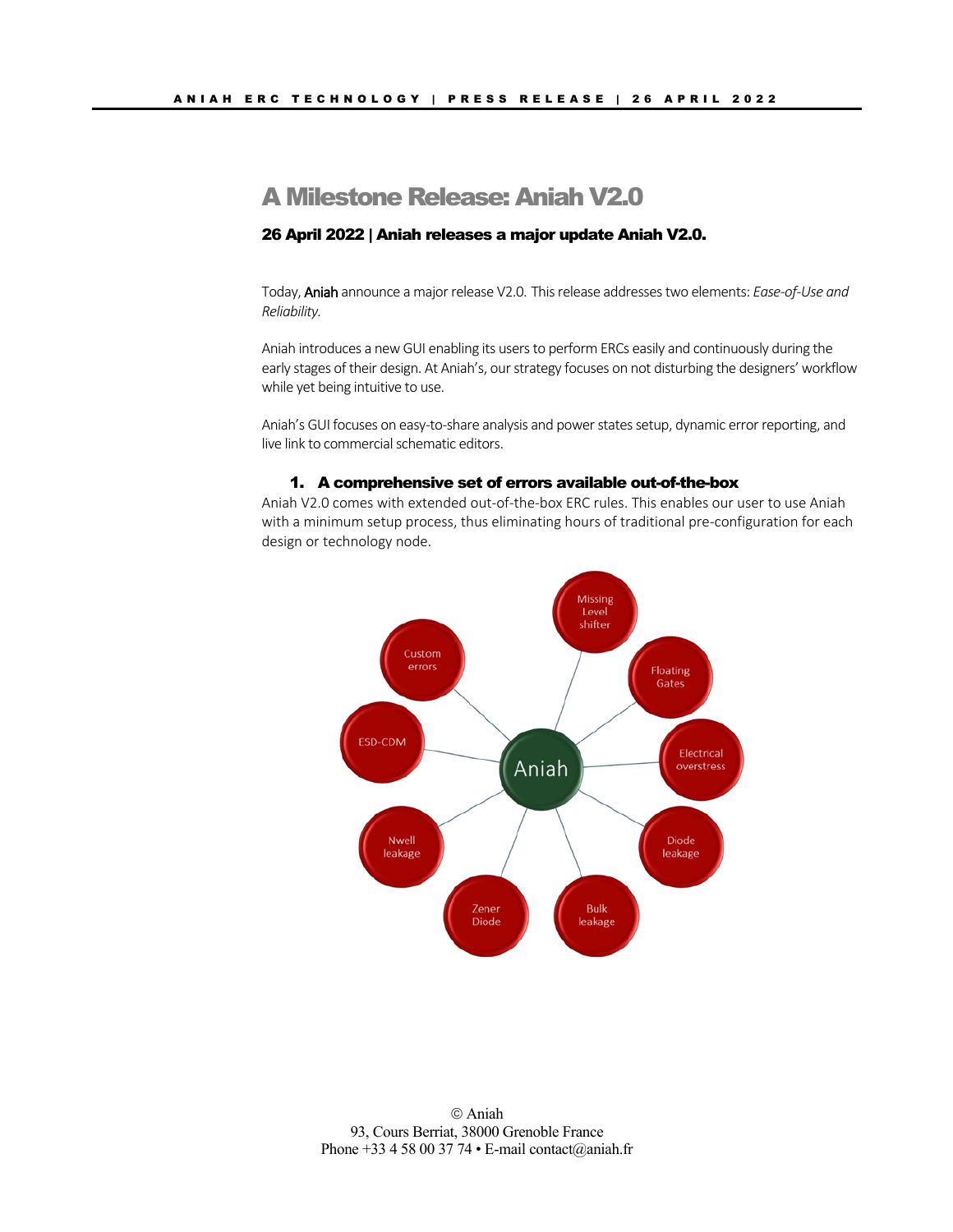# A Milestone Release: Aniah V2.0

**26 April 2022 | Aniah releases a major update Aniah V2.0.**

Today, Aniah announce a major release V2.0. This release addresses two elements: *Ease-of-Use and Reliability.*

Aniah introduces a new GUI enabling its users to perform ERCs easily and continuously during the early stages of their design. At Aniah's, our strategy focuses on not disturbing the designers' workflow while yet being intuitive to use.

Aniah's GUI focuses on easy-to-share analysis and power states setup, dynamic error reporting, and live link to commercial schematic editors.

## 1. A comprehensive set of errors available out-of-the-box

Aniah V2.0 comes with extended out-of-the-box ERC rules. This enables our user to use Aniah with a minimum setup process, thus eliminating hours of traditional pre-configuration for each design or technology node.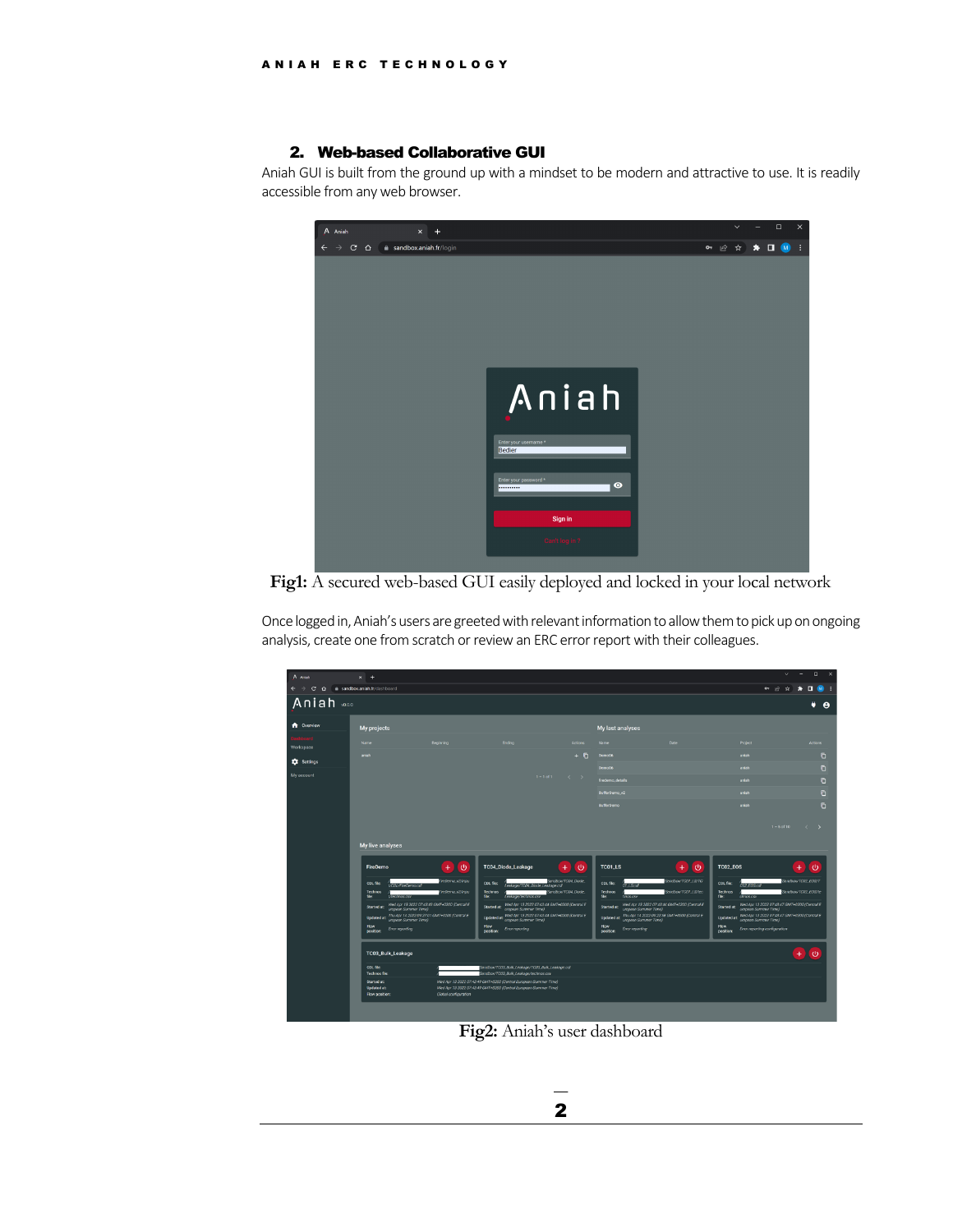## 2. Web-based Collaborative GUI

Aniah GUI is built from the ground up with a mindset to be modern and attractive to use. It is readily accessible from any web browser.

**Fig1:** A secured web-based GUI easily deployed and locked in your local network

Once logged in, Aniah's users are greeted with relevant information to allow them to pick up on ongoing analysis, create one from scratch or review an ERC error report with their colleagues.

**Fig2:** Aniah's user dashboard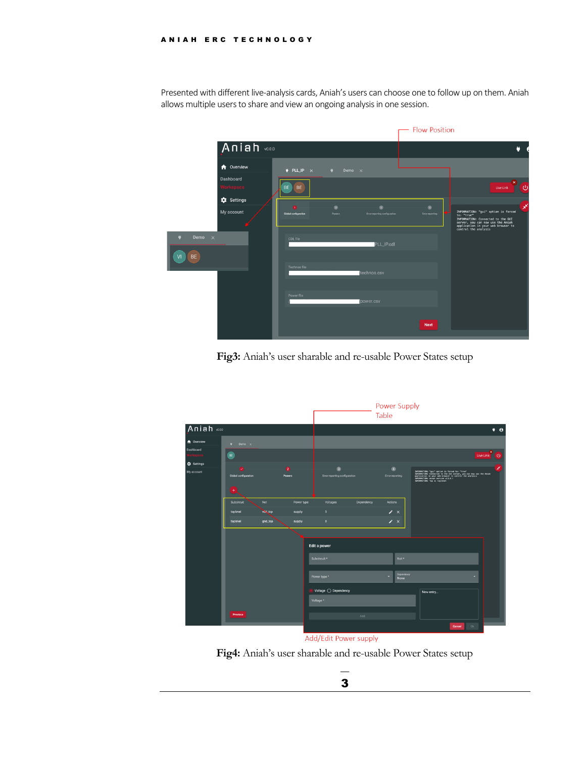Presented with different live-analysis cards, Aniah's users can choose one to follow up on them. Aniah allows multiple users to share and view an ongoing analysis in one session.

**Fig3:** Aniah's user sharable and re-usable Power States setup

**Fig4:** Aniah's user sharable and re-usable Power States setup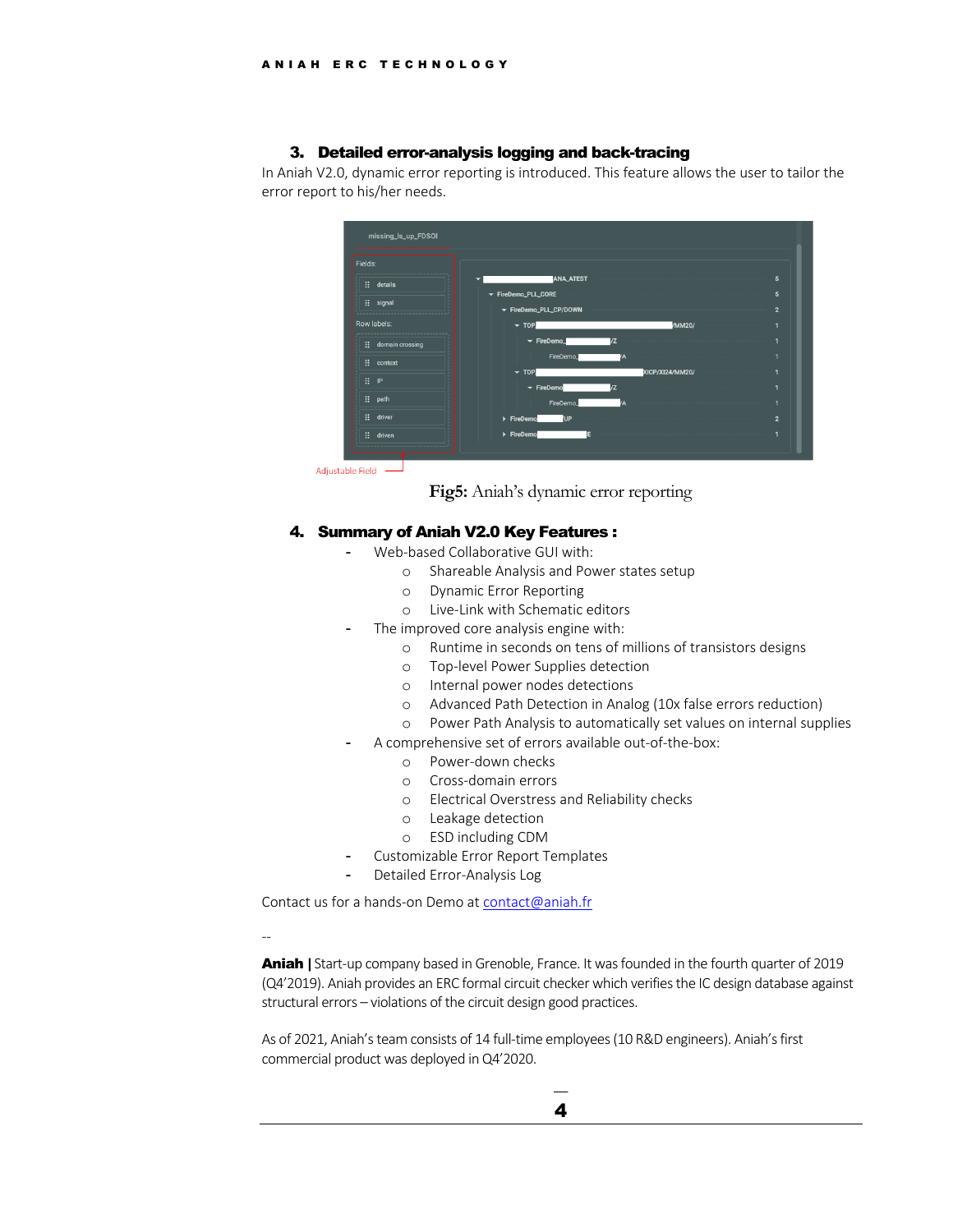### 3. Detailed error-analysis logging and back-tracing

In Aniah V2.0, dynamic error reporting is introduced. This feature allows the user to tailor the error report to his/her needs.

Fig5: Aniah's dynamic error reporting

### 4. Summary of Aniah V2.0 Key Features :

- Web-based Collaborative GUI with:
  - Shareable Analysis and Power states setup
  - Dynamic Error Reporting
  - Live-Link with Schematic editors
- The improved core analysis engine with:
  - Runtime in seconds on tens of millions of transistors designs
  - Top-level Power Supplies detection
  - Internal power nodes detections
  - Advanced Path Detection in Analog (10x false errors reduction)
  - Power Path Analysis to automatically set values on internal supplies
- A comprehensive set of errors available out-of-the-box:
  - Power-down checks
  - Cross-domain errors
  - Electrical Overstress and Reliability checks
  - Leakage detection
  - ESD including CDM
- Customizable Error Report Templates
- Detailed Error-Analysis Log

Contact us for a hands-on Demo at contact@aniah.fr

--

**Aniah |** Start-up company based in Grenoble, France. It was founded in the fourth quarter of 2019 (Q4'2019). Aniah provides an ERC formal circuit checker which verifies the IC design database against structural errors – violations of the circuit design good practices.

As of 2021, Aniah's team consists of 14 full-time employees (10 R&D engineers). Aniah's first commercial product was deployed in Q4'2020.